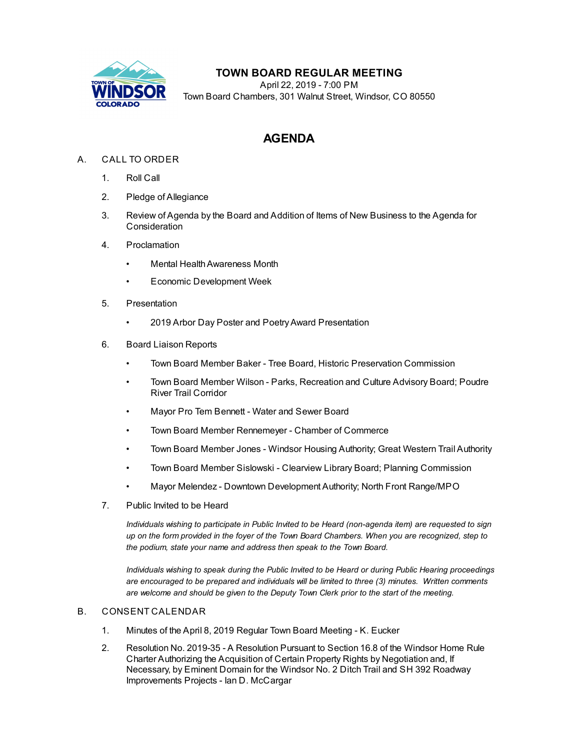# TOWN BOARD REGULAR MEETING

April 22, 2019 - 7:00 PM
Town Board Chambers, 301 Walnut Street, Windsor, CO 80550

## AGENDA

A. CALL TO ORDER

1. Roll Call
2. Pledge of Allegiance
3. Review of Agenda by the Board and Addition of Items of New Business to the Agenda for Consideration
4. Proclamation
    - Mental Health Awareness Month
    - Economic Development Week
5. Presentation
    - 2019 Arbor Day Poster and Poetry Award Presentation
6. Board Liaison Reports
    - Town Board Member Baker - Tree Board, Historic Preservation Commission
    - Town Board Member Wilson - Parks, Recreation and Culture Advisory Board; Poudre River Trail Corridor
    - Mayor Pro Tem Bennett - Water and Sewer Board
    - Town Board Member Rennemeyer - Chamber of Commerce
    - Town Board Member Jones - Windsor Housing Authority; Great Western Trail Authority
    - Town Board Member Sislowski - Clearview Library Board; Planning Commission
    - Mayor Melendez - Downtown Development Authority; North Front Range/MPO
7. Public Invited to be Heard

    *Individuals wishing to participate in Public Invited to be Heard (non-agenda item) are requested to sign up on the form provided in the foyer of the Town Board Chambers. When you are recognized, step to the podium, state your name and address then speak to the Town Board.*

    *Individuals wishing to speak during the Public Invited to be Heard or during Public Hearing proceedings are encouraged to be prepared and individuals will be limited to three (3) minutes. Written comments are welcome and should be given to the Deputy Town Clerk prior to the start of the meeting.*

B. CONSENT CALENDAR

1. Minutes of the April 8, 2019 Regular Town Board Meeting - K. Eucker
2. Resolution No. 2019-35 - A Resolution Pursuant to Section 16.8 of the Windsor Home Rule Charter Authorizing the Acquisition of Certain Property Rights by Negotiation and, If Necessary, by Eminent Domain for the Windsor No. 2 Ditch Trail and SH 392 Roadway Improvements Projects - Ian D. McCargar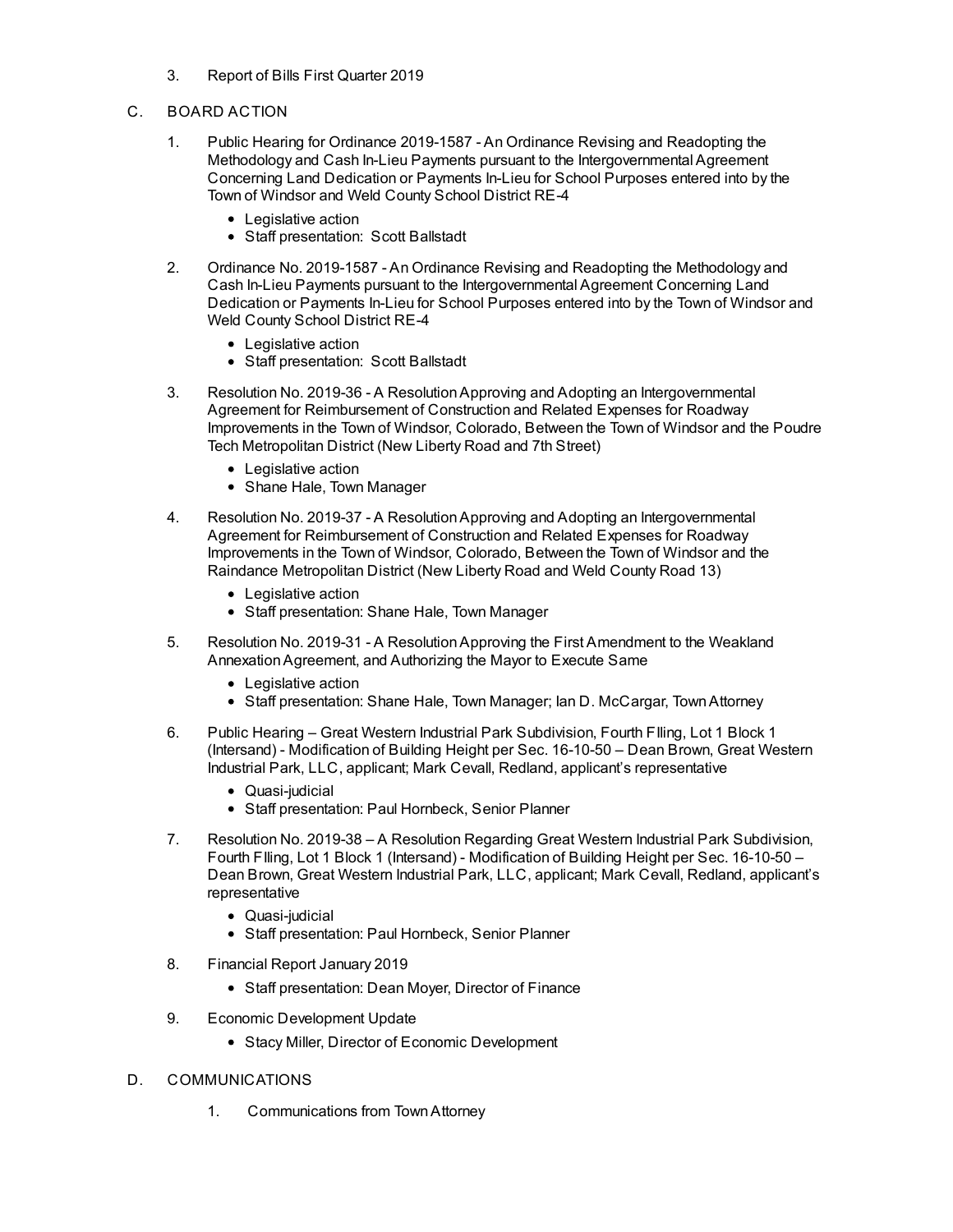3. Report of Bills First Quarter 2019

C. BOARD ACTION

1. Public Hearing for Ordinance 2019-1587 - An Ordinance Revising and Readopting the Methodology and Cash In-Lieu Payments pursuant to the Intergovernmental Agreement Concerning Land Dedication or Payments In-Lieu for School Purposes entered into by the Town of Windsor and Weld County School District RE-4
    - Legislative action
    - Staff presentation: Scott Ballstadt

2. Ordinance No. 2019-1587 - An Ordinance Revising and Readopting the Methodology and Cash In-Lieu Payments pursuant to the Intergovernmental Agreement Concerning Land Dedication or Payments In-Lieu for School Purposes entered into by the Town of Windsor and Weld County School District RE-4
    - Legislative action
    - Staff presentation: Scott Ballstadt

3. Resolution No. 2019-36 - A Resolution Approving and Adopting an Intergovernmental Agreement for Reimbursement of Construction and Related Expenses for Roadway Improvements in the Town of Windsor, Colorado, Between the Town of Windsor and the Poudre Tech Metropolitan District (New Liberty Road and 7th Street)
    - Legislative action
    - Shane Hale, Town Manager

4. Resolution No. 2019-37 - A Resolution Approving and Adopting an Intergovernmental Agreement for Reimbursement of Construction and Related Expenses for Roadway Improvements in the Town of Windsor, Colorado, Between the Town of Windsor and the Raindance Metropolitan District (New Liberty Road and Weld County Road 13)
    - Legislative action
    - Staff presentation: Shane Hale, Town Manager

5. Resolution No. 2019-31 - A Resolution Approving the First Amendment to the Weakland Annexation Agreement, and Authorizing the Mayor to Execute Same
    - Legislative action
    - Staff presentation: Shane Hale, Town Manager; Ian D. McCargar, Town Attorney

6. Public Hearing – Great Western Industrial Park Subdivision, Fourth FIling, Lot 1 Block 1 (Intersand) - Modification of Building Height per Sec. 16-10-50 – Dean Brown, Great Western Industrial Park, LLC, applicant; Mark Cevall, Redland, applicant's representative
    - Quasi-judicial
    - Staff presentation: Paul Hornbeck, Senior Planner

7. Resolution No. 2019-38 – A Resolution Regarding Great Western Industrial Park Subdivision, Fourth FIling, Lot 1 Block 1 (Intersand) - Modification of Building Height per Sec. 16-10-50 – Dean Brown, Great Western Industrial Park, LLC, applicant; Mark Cevall, Redland, applicant's representative
    - Quasi-judicial
    - Staff presentation: Paul Hornbeck, Senior Planner

8. Financial Report January 2019
    - Staff presentation: Dean Moyer, Director of Finance

9. Economic Development Update
    - Stacy Miller, Director of Economic Development

D. COMMUNICATIONS

1. Communications from Town Attorney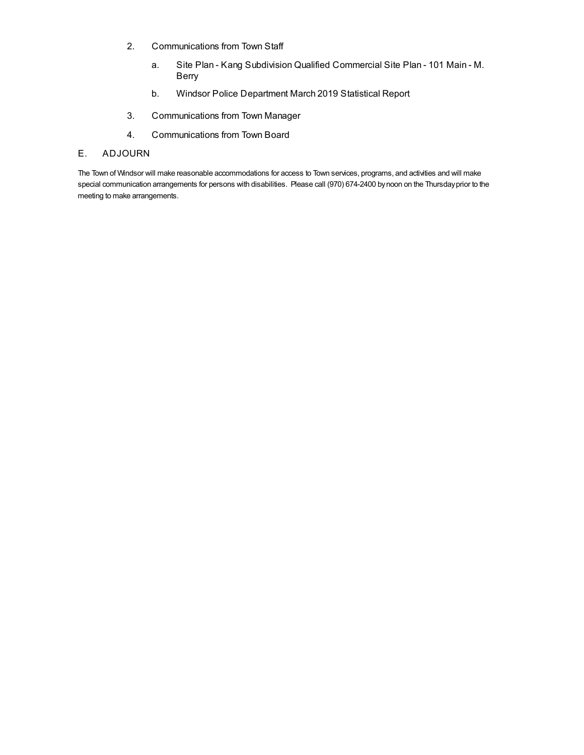2. Communications from Town Staff

    a. Site Plan - Kang Subdivision Qualified Commercial Site Plan - 101 Main - M. Berry

    b. Windsor Police Department March 2019 Statistical Report

3. Communications from Town Manager

4. Communications from Town Board

E. ADJOURN

The Town of Windsor will make reasonable accommodations for access to Town services, programs, and activities and will make special communication arrangements for persons with disabilities. Please call (970) 674-2400 by noon on the Thursday prior to the meeting to make arrangements.